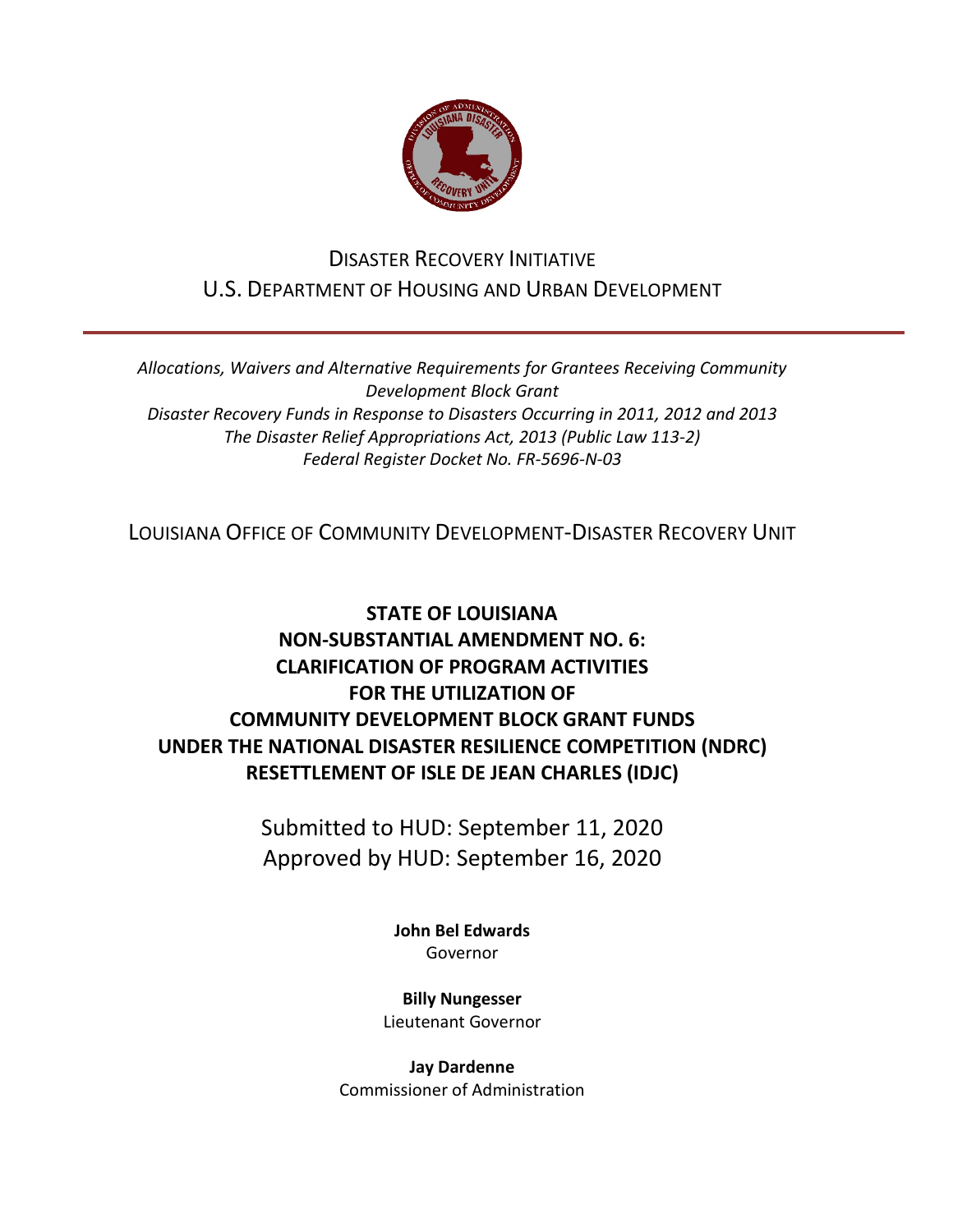DISASTER RECOVERY INITIATIVE
U.S. DEPARTMENT OF HOUSING AND URBAN DEVELOPMENT

---

*Allocations, Waivers and Alternative Requirements for Grantees Receiving Community Development Block Grant*
*Disaster Recovery Funds in Response to Disasters Occurring in 2011, 2012 and 2013*
*The Disaster Relief Appropriations Act, 2013 (Public Law 113-2)*
*Federal Register Docket No. FR-5696-N-03*

LOUISIANA OFFICE OF COMMUNITY DEVELOPMENT-DISASTER RECOVERY UNIT

# STATE OF LOUISIANA
# NON-SUBSTANTIAL AMENDMENT NO. 6:
# CLARIFICATION OF PROGRAM ACTIVITIES
# FOR THE UTILIZATION OF
# COMMUNITY DEVELOPMENT BLOCK GRANT FUNDS
# UNDER THE NATIONAL DISASTER RESILIENCE COMPETITION (NDRC)
# RESETTLEMENT OF ISLE DE JEAN CHARLES (IDJC)

Submitted to HUD: September 11, 2020
Approved by HUD: September 16, 2020

**John Bel Edwards**
Governor

**Billy Nungesser**
Lieutenant Governor

**Jay Dardenne**
Commissioner of Administration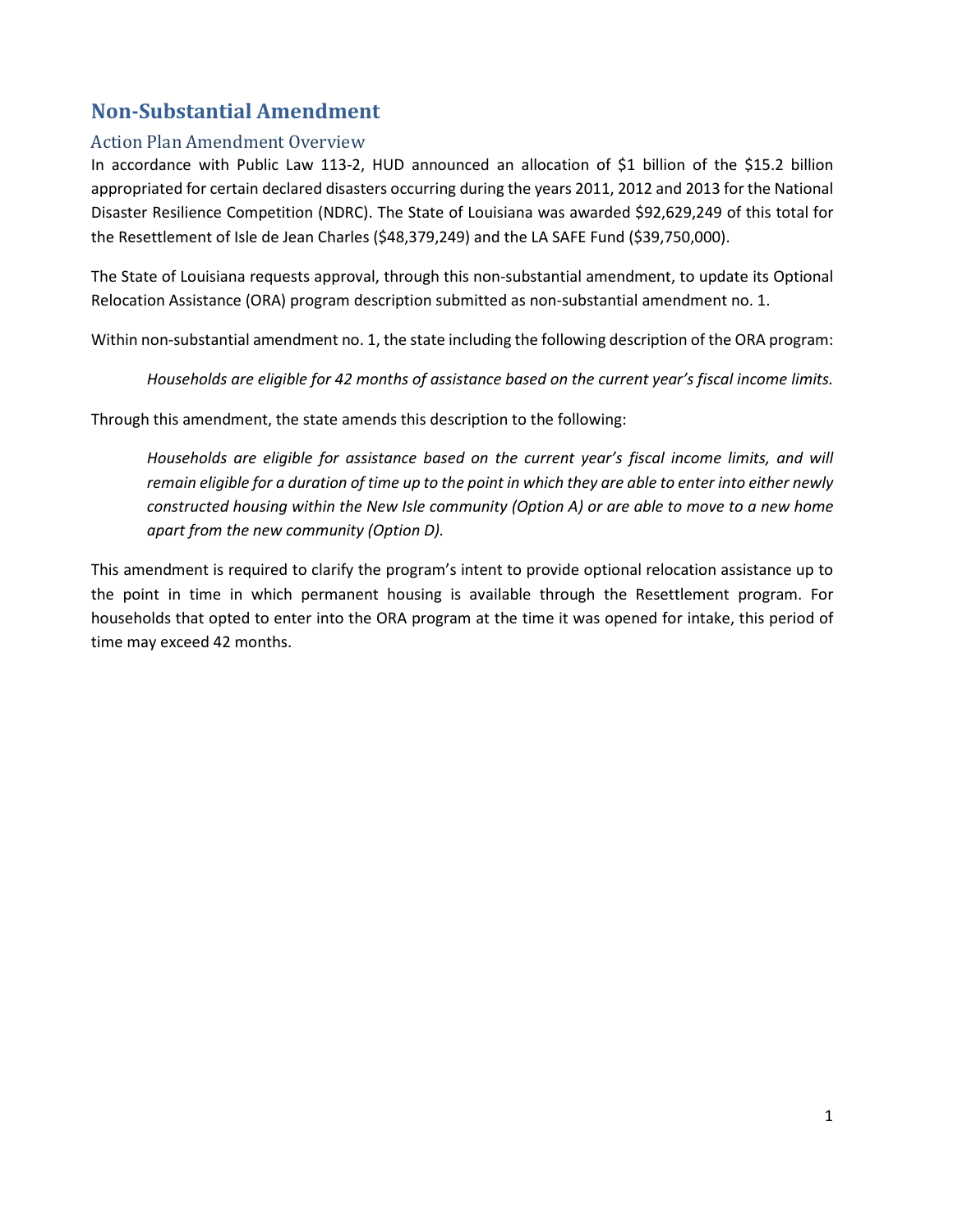# Non-Substantial Amendment

## Action Plan Amendment Overview

In accordance with Public Law 113-2, HUD announced an allocation of $1 billion of the $15.2 billion appropriated for certain declared disasters occurring during the years 2011, 2012 and 2013 for the National Disaster Resilience Competition (NDRC). The State of Louisiana was awarded $92,629,249 of this total for the Resettlement of Isle de Jean Charles ($48,379,249) and the LA SAFE Fund ($39,750,000).

The State of Louisiana requests approval, through this non-substantial amendment, to update its Optional Relocation Assistance (ORA) program description submitted as non-substantial amendment no. 1.

Within non-substantial amendment no. 1, the state including the following description of the ORA program:

> *Households are eligible for 42 months of assistance based on the current year's fiscal income limits.*

Through this amendment, the state amends this description to the following:

> *Households are eligible for assistance based on the current year's fiscal income limits, and will remain eligible for a duration of time up to the point in which they are able to enter into either newly constructed housing within the New Isle community (Option A) or are able to move to a new home apart from the new community (Option D).*

This amendment is required to clarify the program's intent to provide optional relocation assistance up to the point in time in which permanent housing is available through the Resettlement program. For households that opted to enter into the ORA program at the time it was opened for intake, this period of time may exceed 42 months.